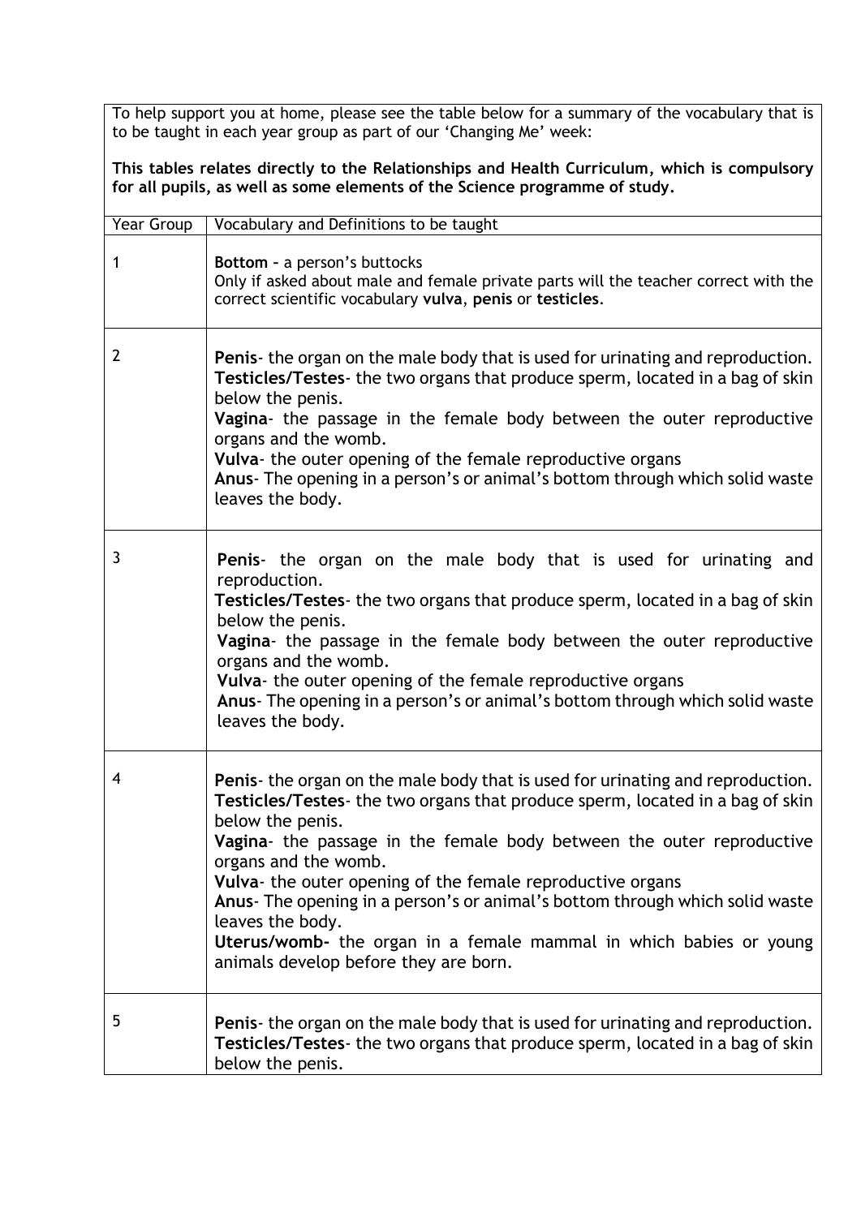To help support you at home, please see the table below for a summary of the vocabulary that is to be taught in each year group as part of our 'Changing Me' week:

**This tables relates directly to the Relationships and Health Curriculum, which is compulsory for all pupils, as well as some elements of the Science programme of study.**

| Year Group | Vocabulary and Definitions to be taught |
|---|---|
| 1 | **Bottom** – a person's buttocks<br>Only if asked about male and female private parts will the teacher correct with the correct scientific vocabulary **vulva**, **penis** or **testicles**. |
| 2 | **Penis**- the organ on the male body that is used for urinating and reproduction.<br>**Testicles/Testes**- the two organs that produce sperm, located in a bag of skin below the penis.<br>**Vagina**- the passage in the female body between the outer reproductive organs and the womb.<br>**Vulva**- the outer opening of the female reproductive organs<br>**Anus**- The opening in a person's or animal's bottom through which solid waste leaves the body. |
| 3 | **Penis**- the organ on the male body that is used for urinating and reproduction.<br>**Testicles/Testes**- the two organs that produce sperm, located in a bag of skin below the penis.<br>**Vagina**- the passage in the female body between the outer reproductive organs and the womb.<br>**Vulva**- the outer opening of the female reproductive organs<br>**Anus**- The opening in a person's or animal's bottom through which solid waste leaves the body. |
| 4 | **Penis**- the organ on the male body that is used for urinating and reproduction.<br>**Testicles/Testes**- the two organs that produce sperm, located in a bag of skin below the penis.<br>**Vagina**- the passage in the female body between the outer reproductive organs and the womb.<br>**Vulva**- the outer opening of the female reproductive organs<br>**Anus**- The opening in a person's or animal's bottom through which solid waste leaves the body.<br>**Uterus/womb-** the organ in a female mammal in which babies or young animals develop before they are born. |
| 5 | **Penis**- the organ on the male body that is used for urinating and reproduction.<br>**Testicles/Testes**- the two organs that produce sperm, located in a bag of skin below the penis. |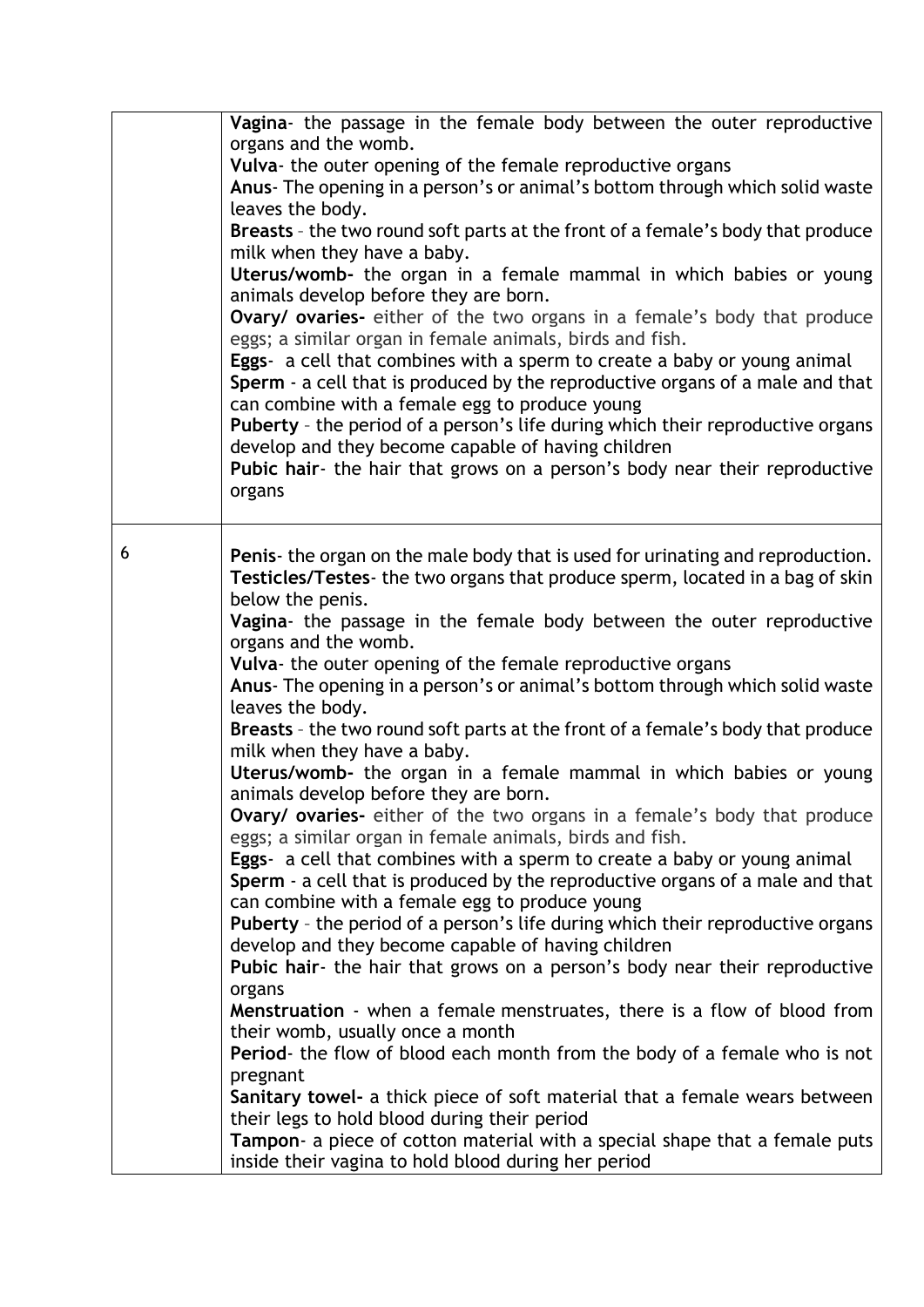| | |
|---|---|
| | **Vagina**- the passage in the female body between the outer reproductive organs and the womb.<br>**Vulva**- the outer opening of the female reproductive organs<br>**Anus**- The opening in a person's or animal's bottom through which solid waste leaves the body.<br>**Breasts** – the two round soft parts at the front of a female's body that produce milk when they have a baby.<br>**Uterus/womb-** the organ in a female mammal in which babies or young animals develop before they are born.<br>**Ovary/ ovaries-** either of the two organs in a female's body that produce eggs; a similar organ in female animals, birds and fish.<br>**Eggs**- a cell that combines with a sperm to create a baby or young animal<br>**Sperm** - a cell that is produced by the reproductive organs of a male and that can combine with a female egg to produce young<br>**Puberty** – the period of a person's life during which their reproductive organs develop and they become capable of having children<br>**Pubic hair**- the hair that grows on a person's body near their reproductive organs |
| 6 | **Penis**- the organ on the male body that is used for urinating and reproduction.<br>**Testicles/Testes**- the two organs that produce sperm, located in a bag of skin below the penis.<br>**Vagina**- the passage in the female body between the outer reproductive organs and the womb.<br>**Vulva**- the outer opening of the female reproductive organs<br>**Anus**- The opening in a person's or animal's bottom through which solid waste leaves the body.<br>**Breasts** – the two round soft parts at the front of a female's body that produce milk when they have a baby.<br>**Uterus/womb-** the organ in a female mammal in which babies or young animals develop before they are born.<br>**Ovary/ ovaries-** either of the two organs in a female's body that produce eggs; a similar organ in female animals, birds and fish.<br>**Eggs**- a cell that combines with a sperm to create a baby or young animal<br>**Sperm** - a cell that is produced by the reproductive organs of a male and that can combine with a female egg to produce young<br>**Puberty** – the period of a person's life during which their reproductive organs develop and they become capable of having children<br>**Pubic hair**- the hair that grows on a person's body near their reproductive organs<br>**Menstruation** - when a female menstruates, there is a flow of blood from their womb, usually once a month<br>**Period**- the flow of blood each month from the body of a female who is not pregnant<br>**Sanitary towel-** a thick piece of soft material that a female wears between their legs to hold blood during their period<br>**Tampon**- a piece of cotton material with a special shape that a female puts inside their vagina to hold blood during her period |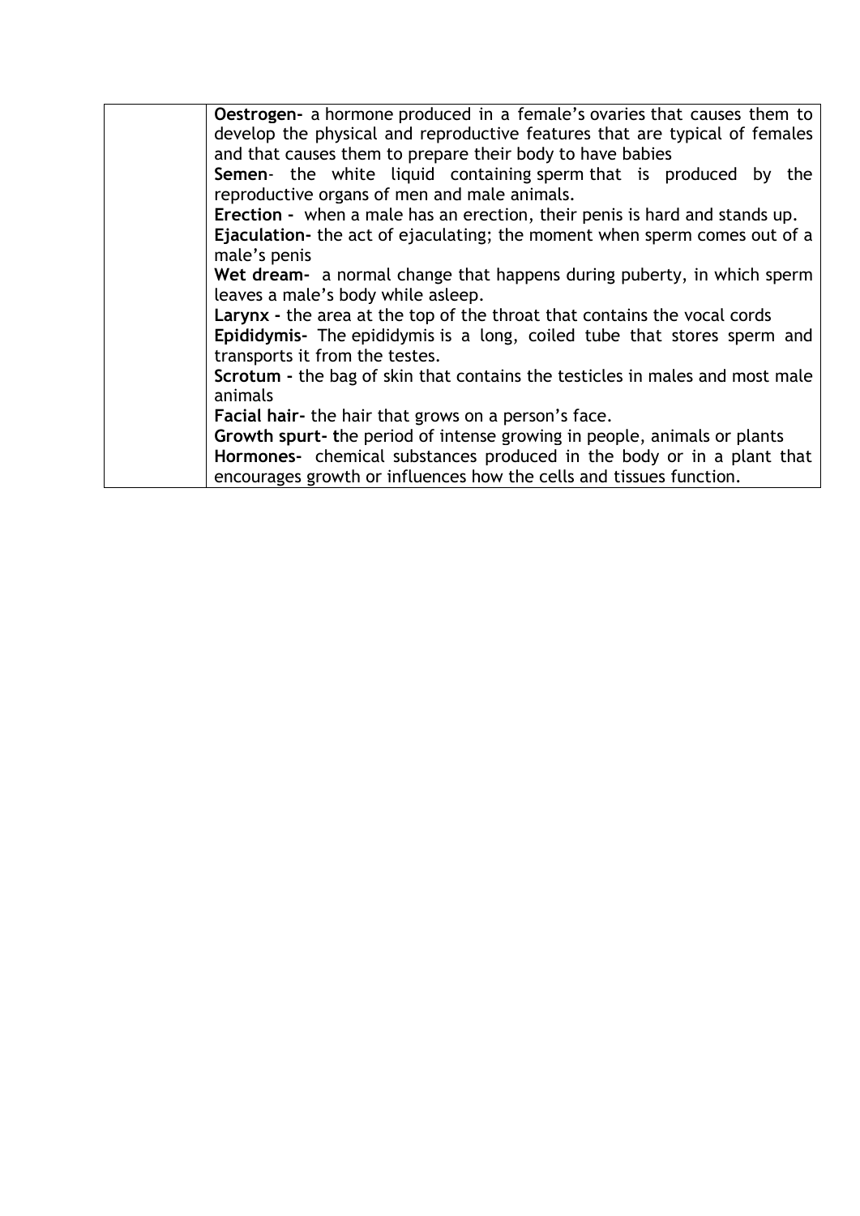| | |
|---|---|
| | **Oestrogen-** a hormone produced in a female's ovaries that causes them to develop the physical and reproductive features that are typical of females and that causes them to prepare their body to have babies<br>**Semen**- the white liquid containing sperm that is produced by the reproductive organs of men and male animals.<br>**Erection -** when a male has an erection, their penis is hard and stands up.<br>**Ejaculation-** the act of ejaculating; the moment when sperm comes out of a male's penis<br>**Wet dream-** a normal change that happens during puberty, in which sperm leaves a male's body while asleep.<br>**Larynx -** the area at the top of the throat that contains the vocal cords<br>**Epididymis-** The epididymis is a long, coiled tube that stores sperm and transports it from the testes.<br>**Scrotum -** the bag of skin that contains the testicles in males and most male animals<br>**Facial hair-** the hair that grows on a person's face.<br>**Growth spurt- t**he period of intense growing in people, animals or plants<br>**Hormones-** chemical substances produced in the body or in a plant that encourages growth or influences how the cells and tissues function. |